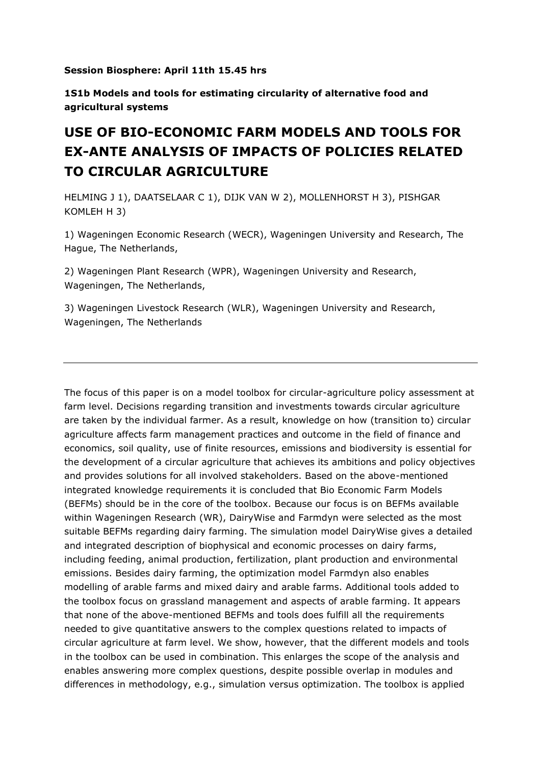**Session Biosphere: April 11th 15.45 hrs**

**1S1b Models and tools for estimating circularity of alternative food and agricultural systems**

# USE OF BIO-ECONOMIC FARM MODELS AND TOOLS FOR EX-ANTE ANALYSIS OF IMPACTS OF POLICIES RELATED TO CIRCULAR AGRICULTURE

HELMING J 1), DAATSELAAR C 1), DIJK VAN W 2), MOLLENHORST H 3), PISHGAR KOMLEH H 3)

1) Wageningen Economic Research (WECR), Wageningen University and Research, The Hague, The Netherlands,

2) Wageningen Plant Research (WPR), Wageningen University and Research, Wageningen, The Netherlands,

3) Wageningen Livestock Research (WLR), Wageningen University and Research, Wageningen, The Netherlands

---

The focus of this paper is on a model toolbox for circular-agriculture policy assessment at farm level. Decisions regarding transition and investments towards circular agriculture are taken by the individual farmer. As a result, knowledge on how (transition to) circular agriculture affects farm management practices and outcome in the field of finance and economics, soil quality, use of finite resources, emissions and biodiversity is essential for the development of a circular agriculture that achieves its ambitions and policy objectives and provides solutions for all involved stakeholders. Based on the above-mentioned integrated knowledge requirements it is concluded that Bio Economic Farm Models (BEFMs) should be in the core of the toolbox. Because our focus is on BEFMs available within Wageningen Research (WR), DairyWise and Farmdyn were selected as the most suitable BEFMs regarding dairy farming. The simulation model DairyWise gives a detailed and integrated description of biophysical and economic processes on dairy farms, including feeding, animal production, fertilization, plant production and environmental emissions. Besides dairy farming, the optimization model Farmdyn also enables modelling of arable farms and mixed dairy and arable farms. Additional tools added to the toolbox focus on grassland management and aspects of arable farming. It appears that none of the above-mentioned BEFMs and tools does fulfill all the requirements needed to give quantitative answers to the complex questions related to impacts of circular agriculture at farm level. We show, however, that the different models and tools in the toolbox can be used in combination. This enlarges the scope of the analysis and enables answering more complex questions, despite possible overlap in modules and differences in methodology, e.g., simulation versus optimization. The toolbox is applied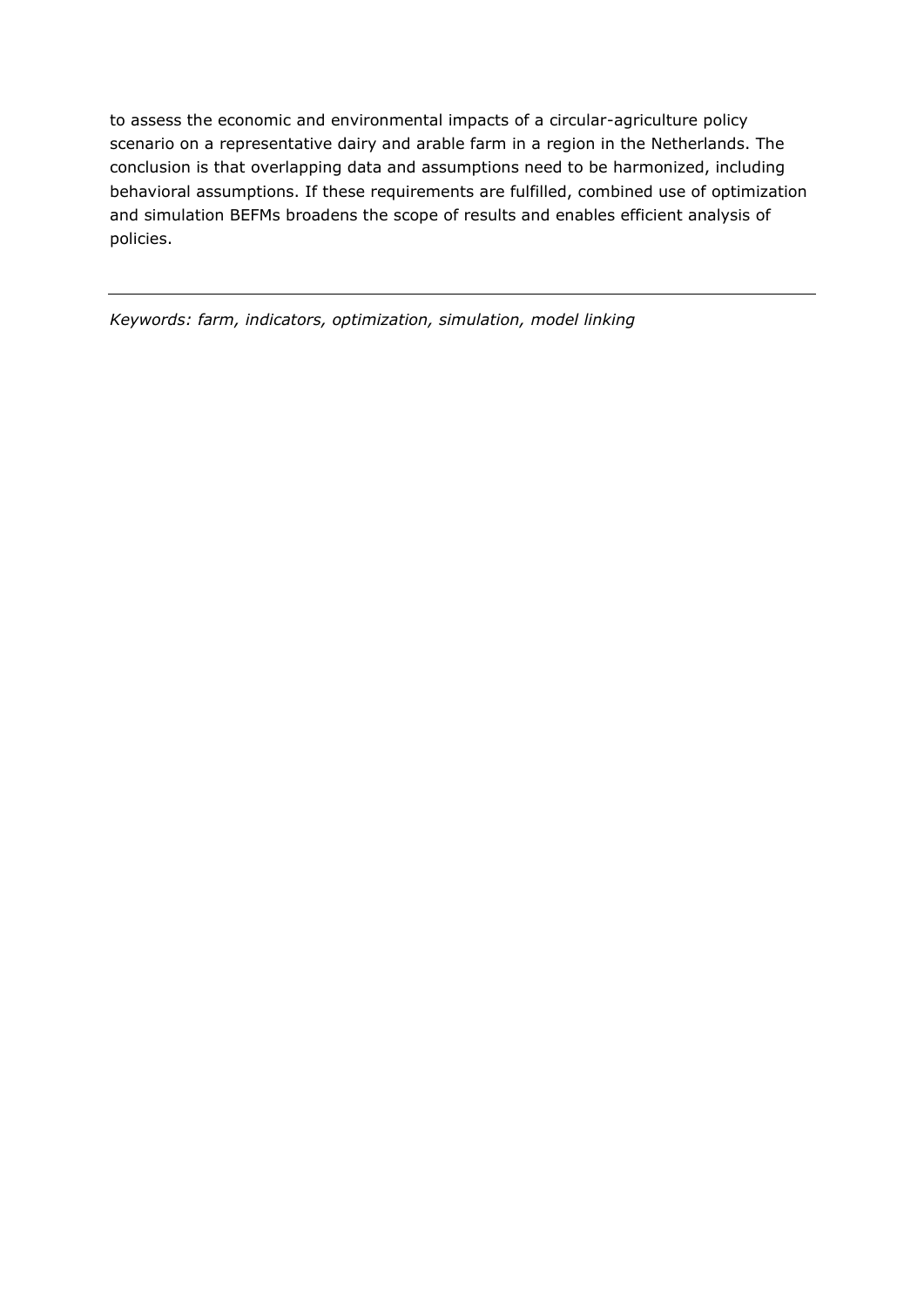to assess the economic and environmental impacts of a circular-agriculture policy scenario on a representative dairy and arable farm in a region in the Netherlands. The conclusion is that overlapping data and assumptions need to be harmonized, including behavioral assumptions. If these requirements are fulfilled, combined use of optimization and simulation BEFMs broadens the scope of results and enables efficient analysis of policies.

---

*Keywords: farm, indicators, optimization, simulation, model linking*